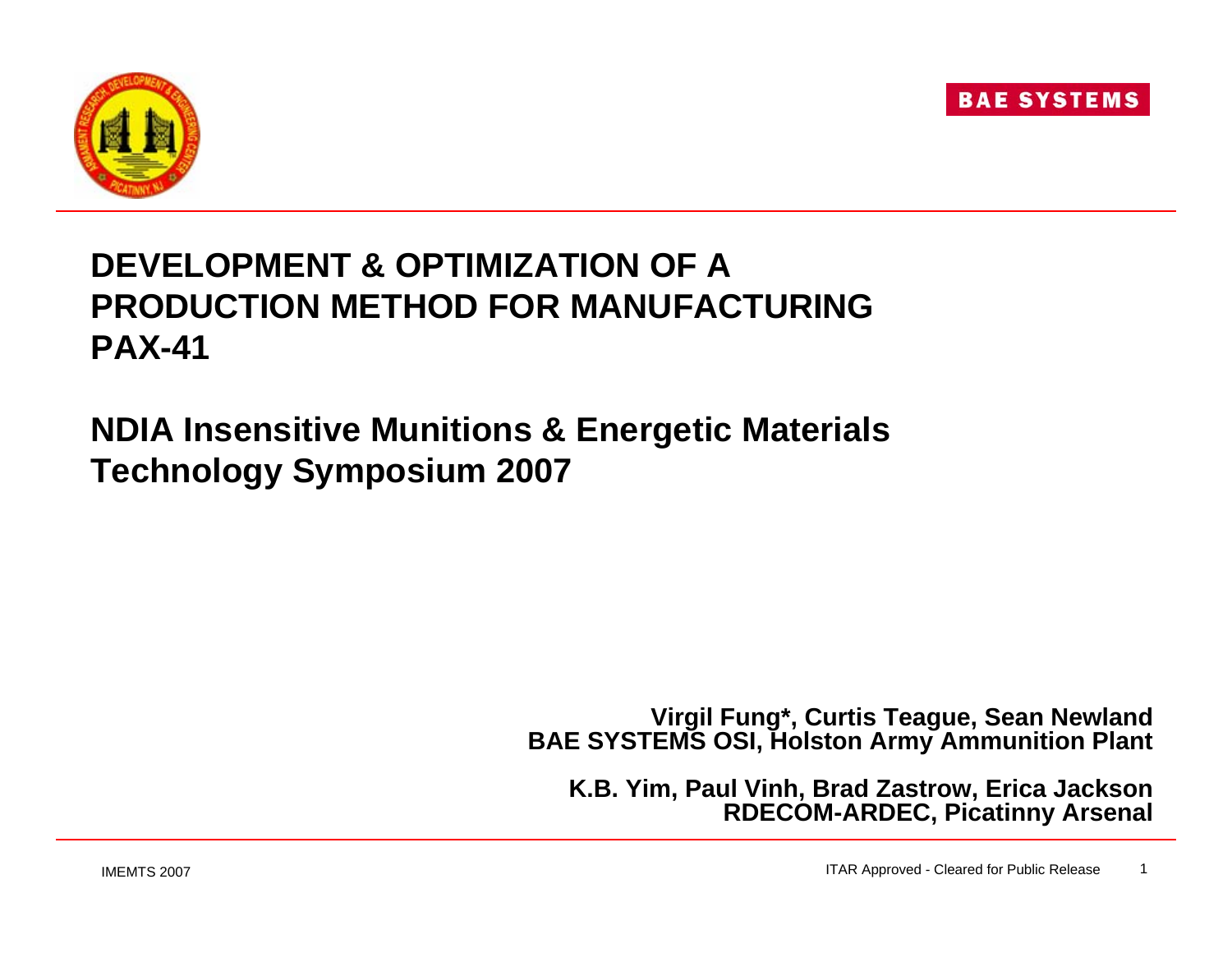# DEVELOPMENT & OPTIMIZATION OF A PRODUCTION METHOD FOR MANUFACTURING PAX-41

## NDIA Insensitive Munitions & Energetic Materials Technology Symposium 2007

**Virgil Fung*, Curtis Teague, Sean Newland**
**BAE SYSTEMS OSI, Holston Army Ammunition Plant**

**K.B. Yim, Paul Vinh, Brad Zastrow, Erica Jackson**
**RDECOM-ARDEC, Picatinny Arsenal**

ITAR Approved - Cleared for Public Release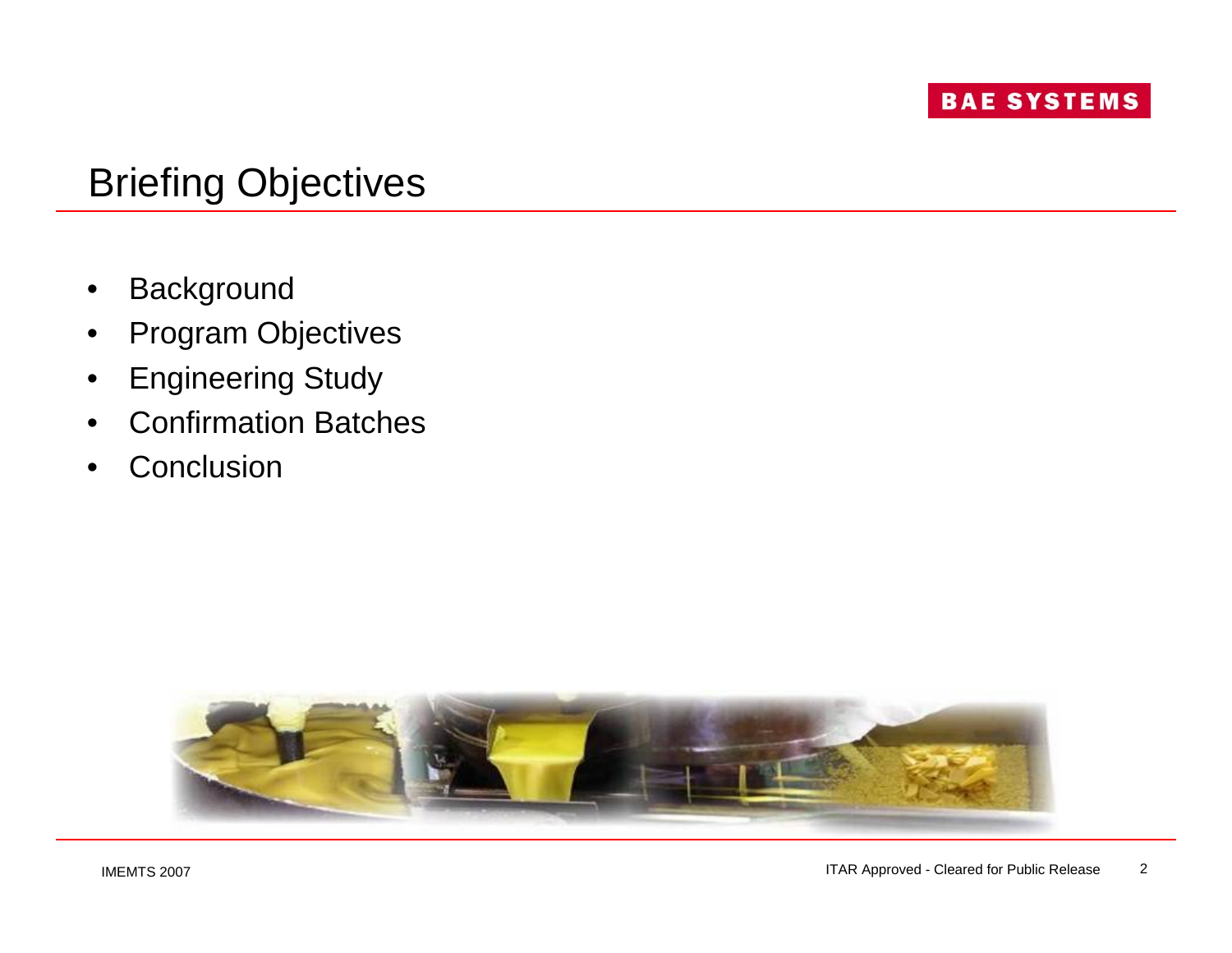# Briefing Objectives

- Background
- Program Objectives
- Engineering Study
- Confirmation Batches
- Conclusion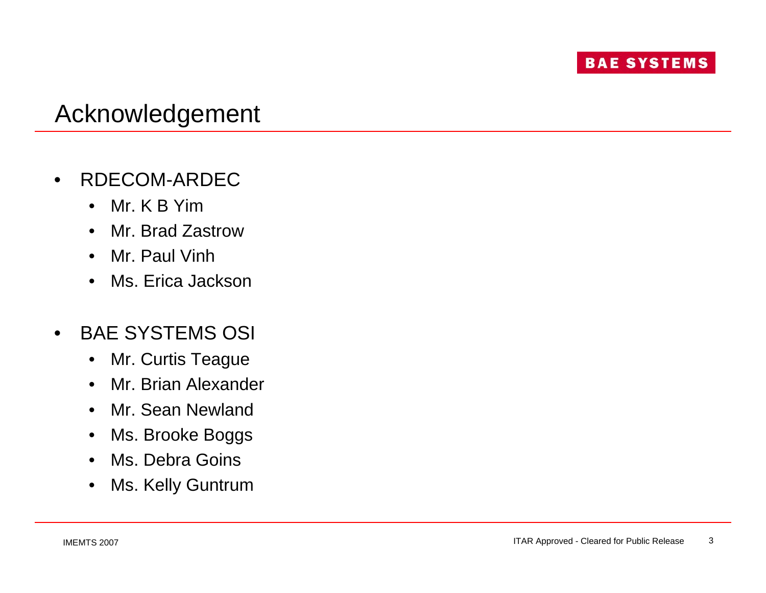# Acknowledgement

- RDECOM-ARDEC
  - Mr. K B Yim
  - Mr. Brad Zastrow
  - Mr. Paul Vinh
  - Ms. Erica Jackson

- BAE SYSTEMS OSI
  - Mr. Curtis Teague
  - Mr. Brian Alexander
  - Mr. Sean Newland
  - Ms. Brooke Boggs
  - Ms. Debra Goins
  - Ms. Kelly Guntrum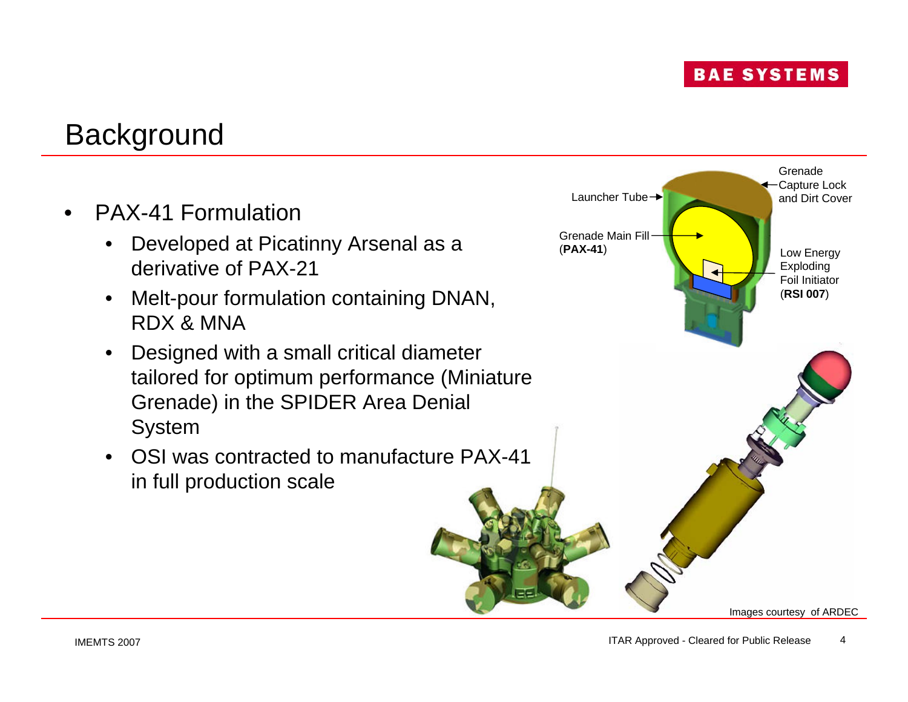# Background

- PAX-41 Formulation
  - Developed at Picatinny Arsenal as a derivative of PAX-21
  - Melt-pour formulation containing DNAN, RDX & MNA
  - Designed with a small critical diameter tailored for optimum performance (Miniature Grenade) in the SPIDER Area Denial System
  - OSI was contracted to manufacture PAX-41 in full production scale

Launcher Tube

Grenade Capture Lock and Dirt Cover

Grenade Main Fill (**PAX-41**)

Low Energy Exploding Foil Initiator (**RSI 007**)

Images courtesy of ARDEC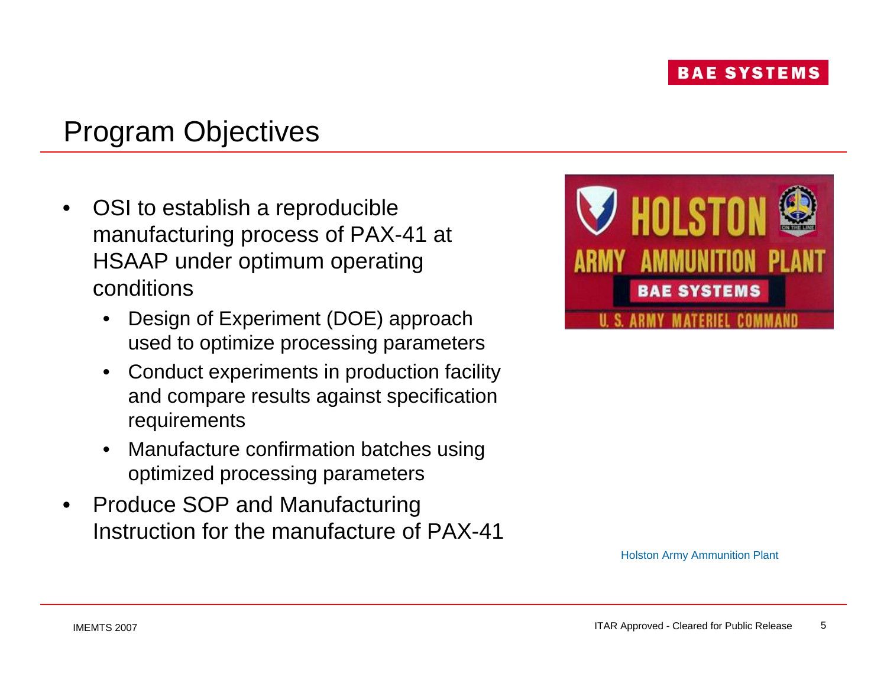## Program Objectives

- OSI to establish a reproducible manufacturing process of PAX-41 at HSAAP under optimum operating conditions
  - Design of Experiment (DOE) approach used to optimize processing parameters
  - Conduct experiments in production facility and compare results against specification requirements
  - Manufacture confirmation batches using optimized processing parameters
- Produce SOP and Manufacturing Instruction for the manufacture of PAX-41

Holston Army Ammunition Plant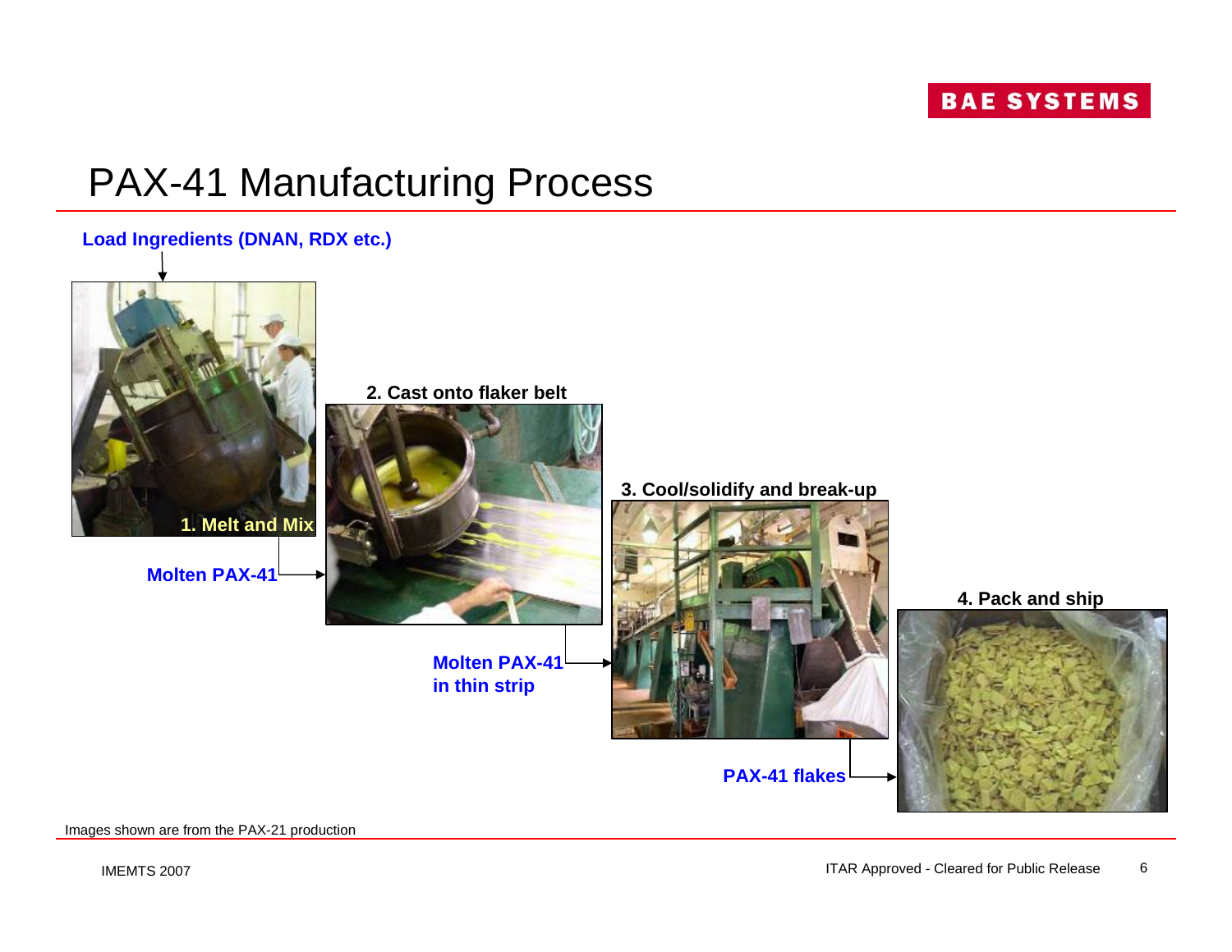# PAX-41 Manufacturing Process

**Load Ingredients (DNAN, RDX etc.)**

**1. Melt and Mix**

**Molten PAX-41**

**2. Cast onto flaker belt**

**Molten PAX-41 in thin strip**

**3. Cool/solidify and break-up**

**PAX-41 flakes**

**4. Pack and ship**

Images shown are from the PAX-21 production

IMEMTS 2007

ITAR Approved - Cleared for Public Release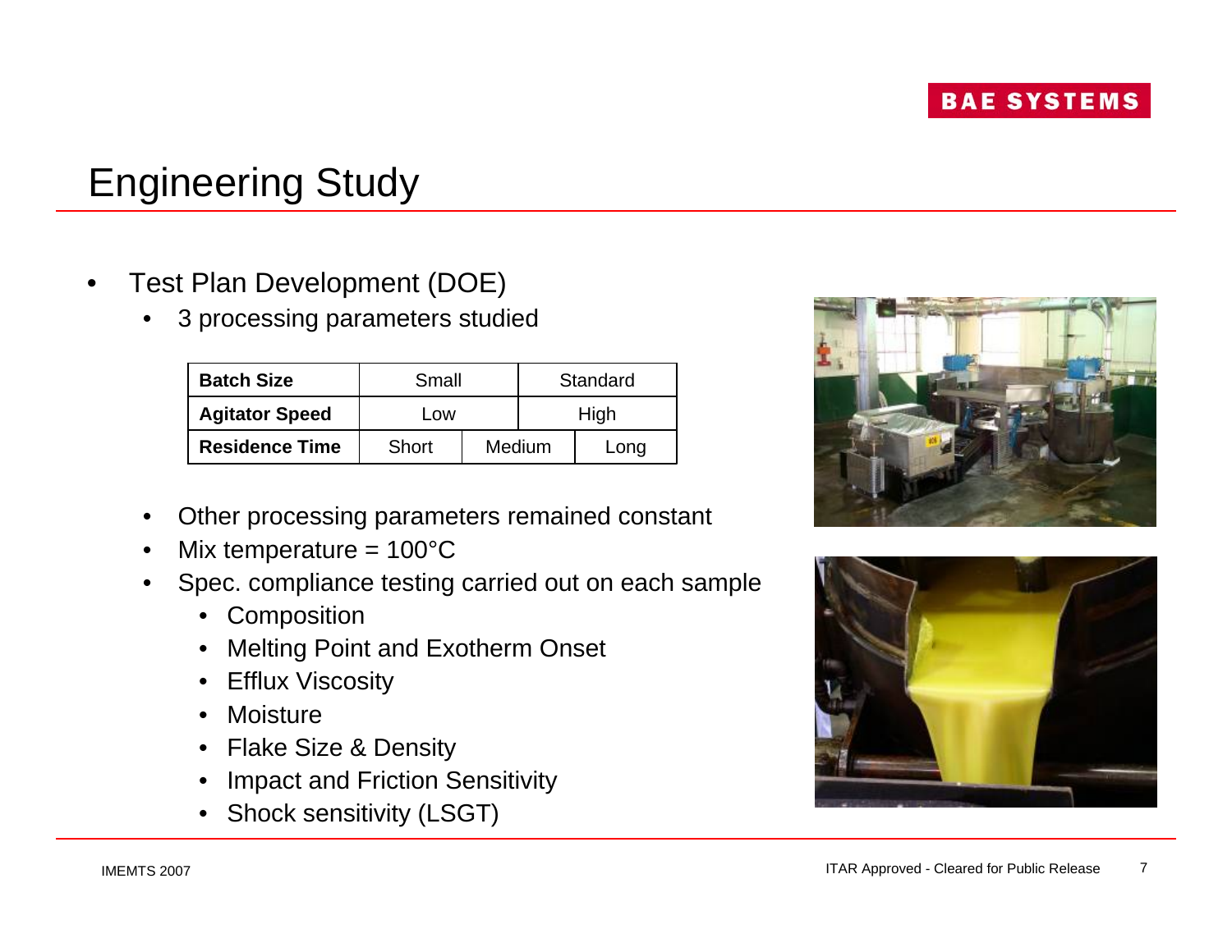# Engineering Study

- Test Plan Development (DOE)
  - 3 processing parameters studied

| | | | |
|---|---|---|---|
| **Batch Size** | Small | | Standard |
| **Agitator Speed** | Low | | High |
| **Residence Time** | Short | Medium | Long |

  - Other processing parameters remained constant
  - Mix temperature = 100°C
  - Spec. compliance testing carried out on each sample
    - Composition
    - Melting Point and Exotherm Onset
    - Efflux Viscosity
    - Moisture
    - Flake Size & Density
    - Impact and Friction Sensitivity
    - Shock sensitivity (LSGT)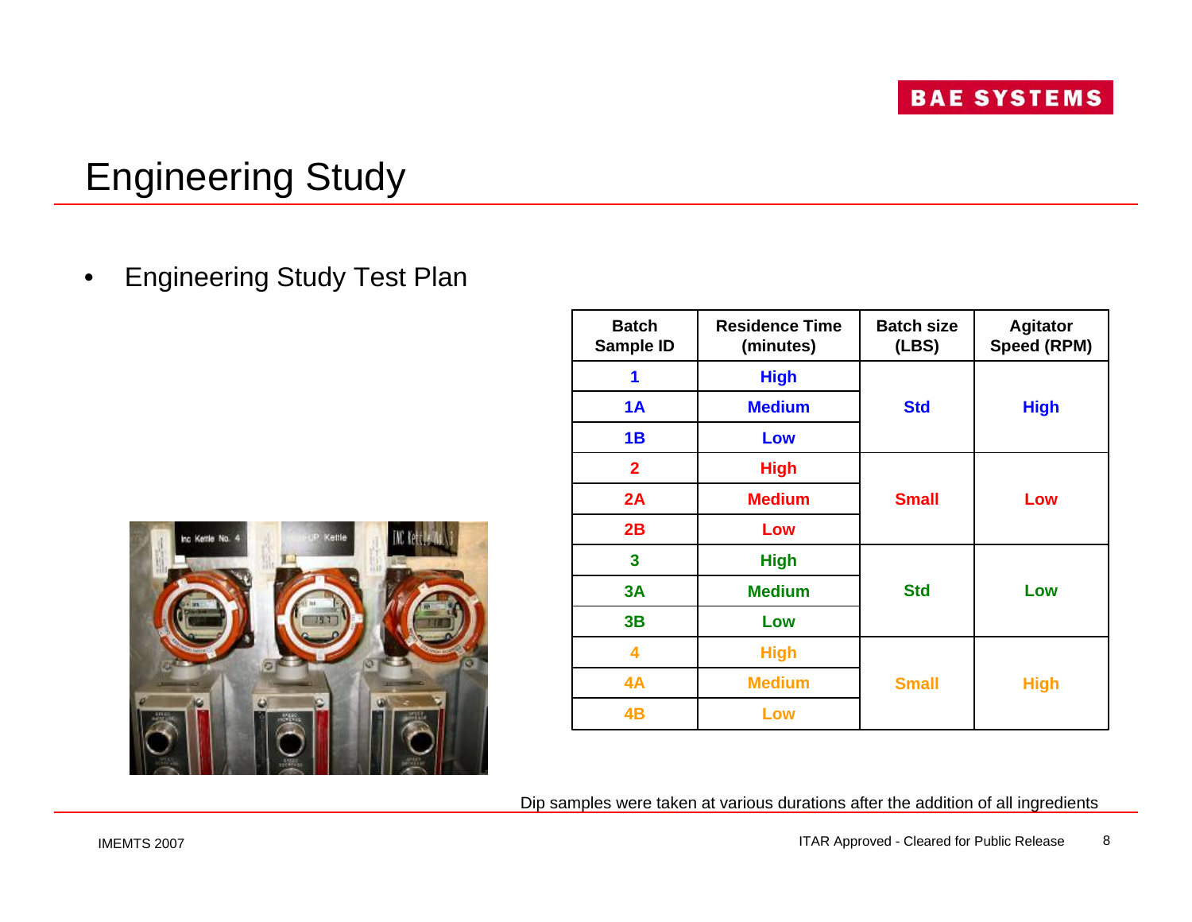# Engineering Study

- Engineering Study Test Plan

| Batch Sample ID | Residence Time (minutes) | Batch size (LBS) | Agitator Speed (RPM) |
|---|---|---|---|
| 1 | High | Std | High |
| 1A | Medium | | |
| 1B | Low | | |
| 2 | High | Small | Low |
| 2A | Medium | | |
| 2B | Low | | |
| 3 | High | Std | Low |
| 3A | Medium | | |
| 3B | Low | | |
| 4 | High | Small | High |
| 4A | Medium | | |
| 4B | Low | | |

Dip samples were taken at various durations after the addition of all ingredients

IMEMTS 2007

ITAR Approved - Cleared for Public Release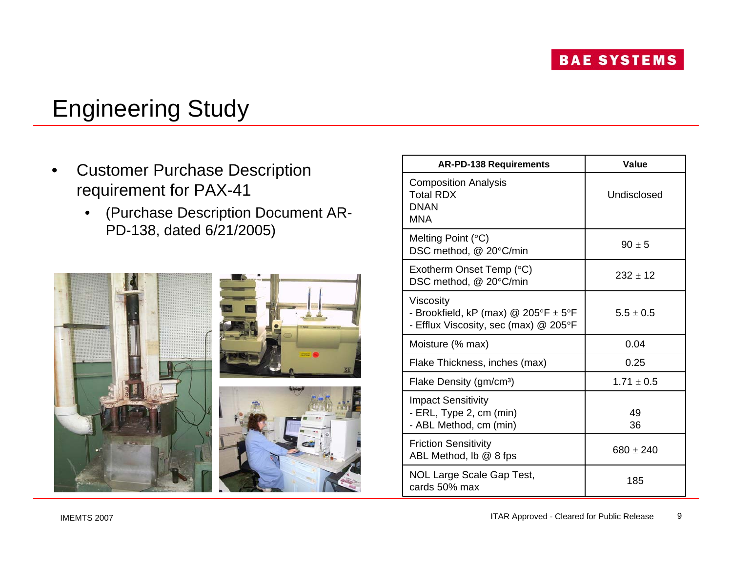# Engineering Study

- Customer Purchase Description requirement for PAX-41
  - (Purchase Description Document AR-PD-138, dated 6/21/2005)

| AR-PD-138 Requirements | Value |
|---|---|
| Composition Analysis<br>Total RDX<br>DNAN<br>MNA | Undisclosed |
| Melting Point (°C)<br>DSC method, @ 20°C/min | 90 ± 5 |
| Exotherm Onset Temp (°C)<br>DSC method, @ 20°C/min | 232 ± 12 |
| Viscosity<br>- Brookfield, kP (max) @ 205°F ± 5°F<br>- Efflux Viscosity, sec (max) @ 205°F | 5.5 ± 0.5 |
| Moisture (% max) | 0.04 |
| Flake Thickness, inches (max) | 0.25 |
| Flake Density (gm/cm³) | 1.71 ± 0.5 |
| Impact Sensitivity<br>- ERL, Type 2, cm (min)<br>- ABL Method, cm (min) | 49<br>36 |
| Friction Sensitivity<br>ABL Method, lb @ 8 fps | 680 ± 240 |
| NOL Large Scale Gap Test, cards 50% max | 185 |

ITAR Approved - Cleared for Public Release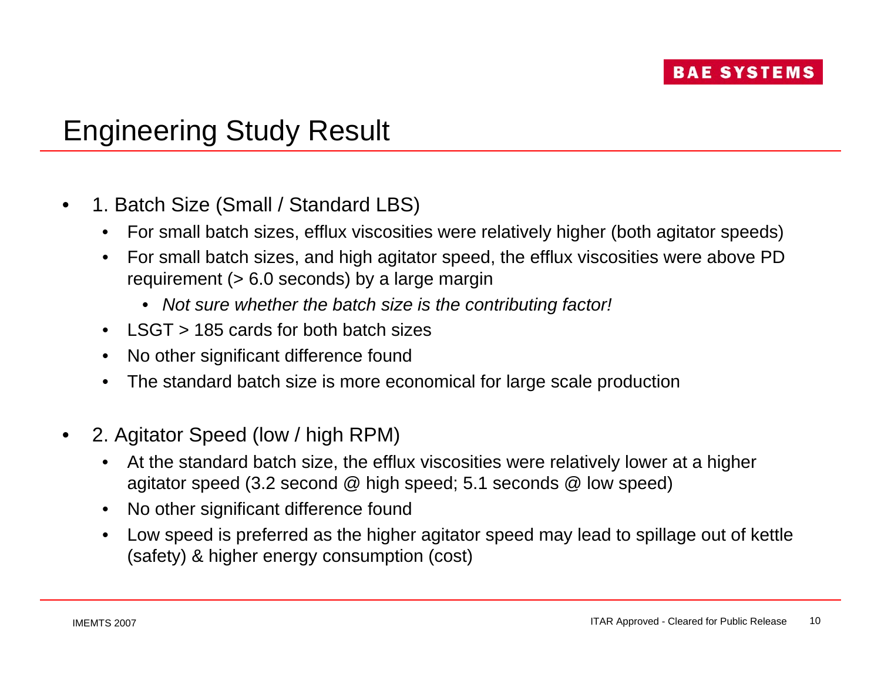# Engineering Study Result

- 1. Batch Size (Small / Standard LBS)
  - For small batch sizes, efflux viscosities were relatively higher (both agitator speeds)
  - For small batch sizes, and high agitator speed, the efflux viscosities were above PD requirement (> 6.0 seconds) by a large margin
    - *Not sure whether the batch size is the contributing factor!*
  - LSGT > 185 cards for both batch sizes
  - No other significant difference found
  - The standard batch size is more economical for large scale production

- 2. Agitator Speed (low / high RPM)
  - At the standard batch size, the efflux viscosities were relatively lower at a higher agitator speed (3.2 second @ high speed; 5.1 seconds @ low speed)
  - No other significant difference found
  - Low speed is preferred as the higher agitator speed may lead to spillage out of kettle (safety) & higher energy consumption (cost)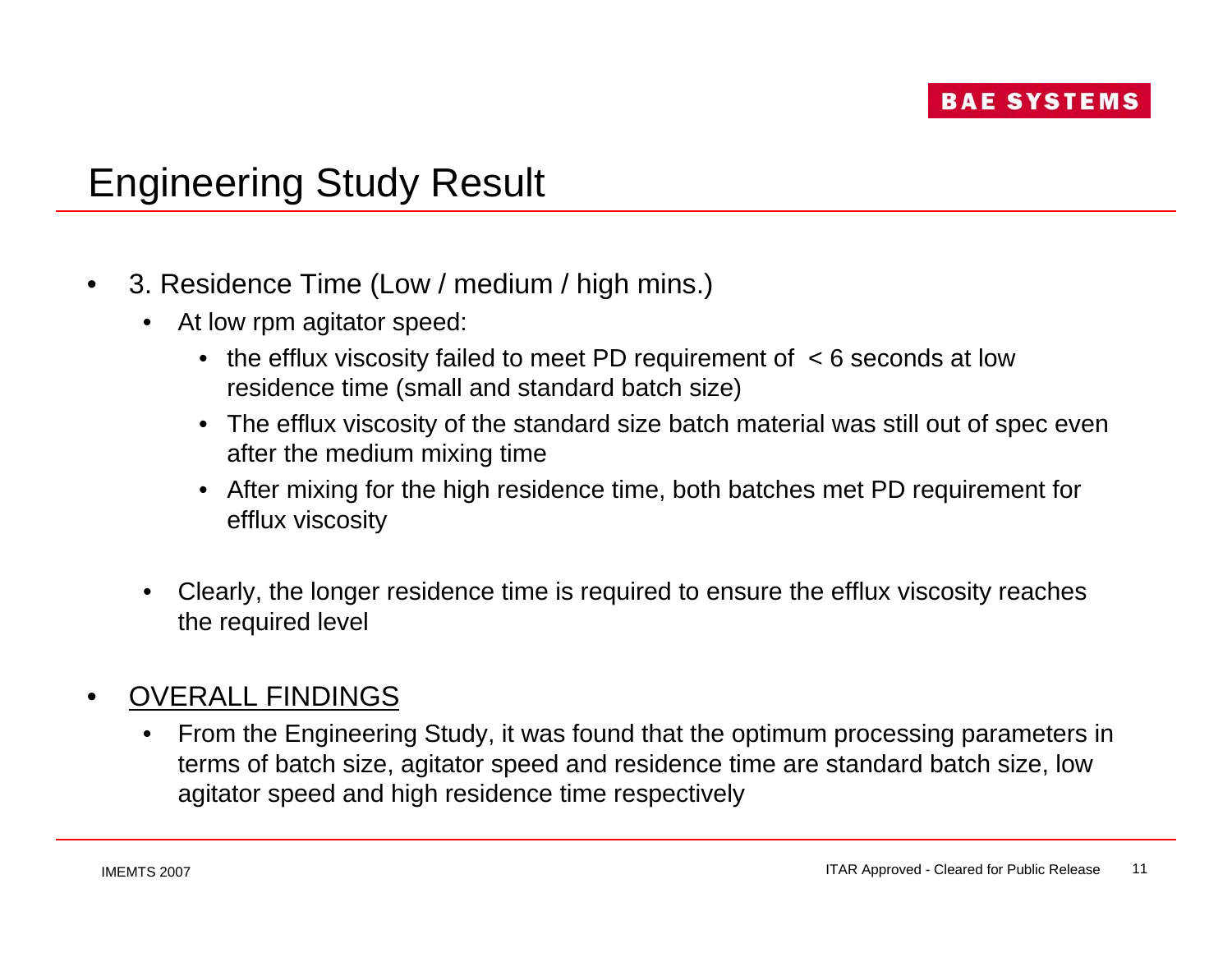# Engineering Study Result

- 3. Residence Time (Low / medium / high mins.)
  - At low rpm agitator speed:
    - the efflux viscosity failed to meet PD requirement of $< 6$ seconds at low residence time (small and standard batch size)
    - The efflux viscosity of the standard size batch material was still out of spec even after the medium mixing time
    - After mixing for the high residence time, both batches met PD requirement for efflux viscosity
  - Clearly, the longer residence time is required to ensure the efflux viscosity reaches the required level
- <u>OVERALL FINDINGS</u>
  - From the Engineering Study, it was found that the optimum processing parameters in terms of batch size, agitator speed and residence time are standard batch size, low agitator speed and high residence time respectively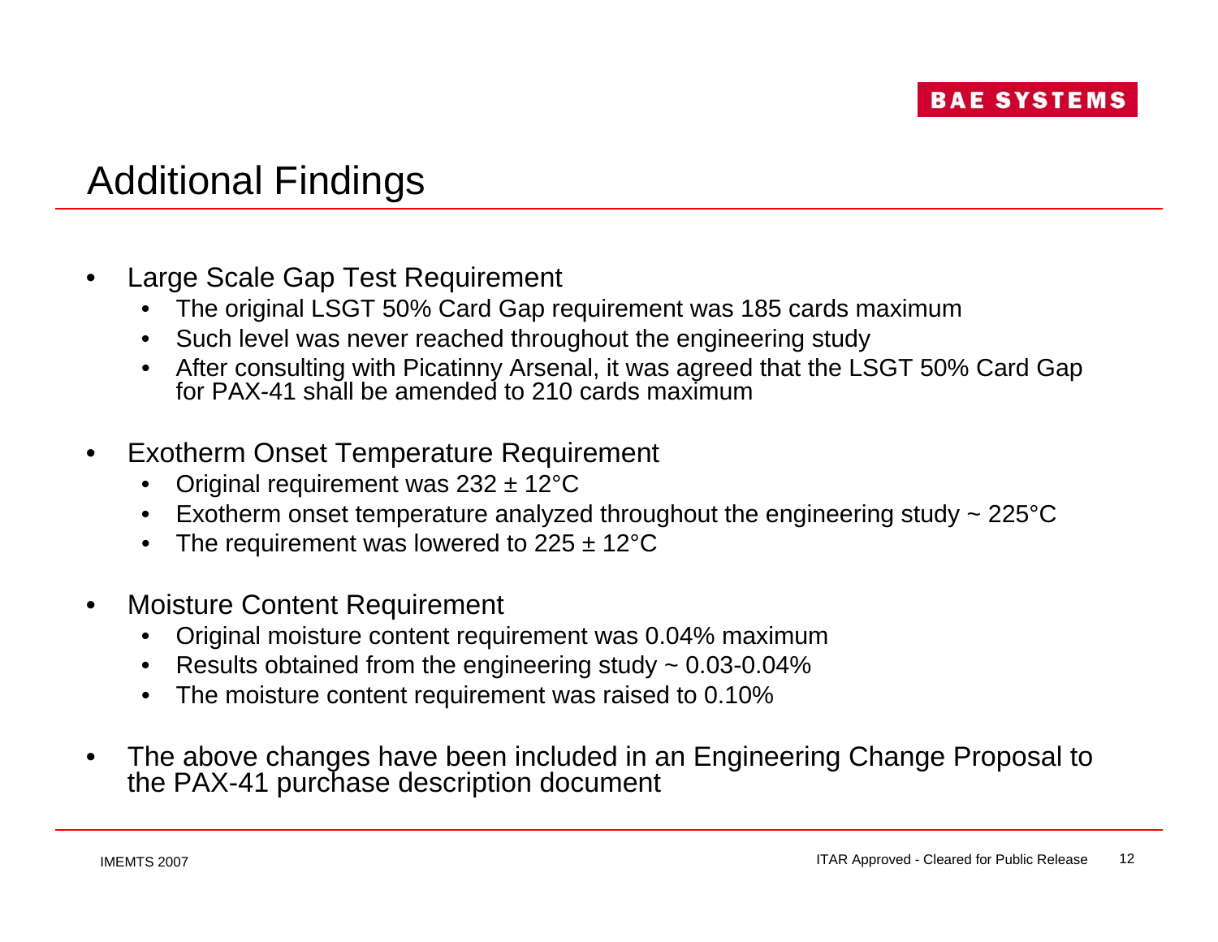# Additional Findings

- Large Scale Gap Test Requirement
  - The original LSGT 50% Card Gap requirement was 185 cards maximum
  - Such level was never reached throughout the engineering study
  - After consulting with Picatinny Arsenal, it was agreed that the LSGT 50% Card Gap for PAX-41 shall be amended to 210 cards maximum
- Exotherm Onset Temperature Requirement
  - Original requirement was 232 ± 12°C
  - Exotherm onset temperature analyzed throughout the engineering study ~ 225°C
  - The requirement was lowered to 225 ± 12°C
- Moisture Content Requirement
  - Original moisture content requirement was 0.04% maximum
  - Results obtained from the engineering study ~ 0.03-0.04%
  - The moisture content requirement was raised to 0.10%
- The above changes have been included in an Engineering Change Proposal to the PAX-41 purchase description document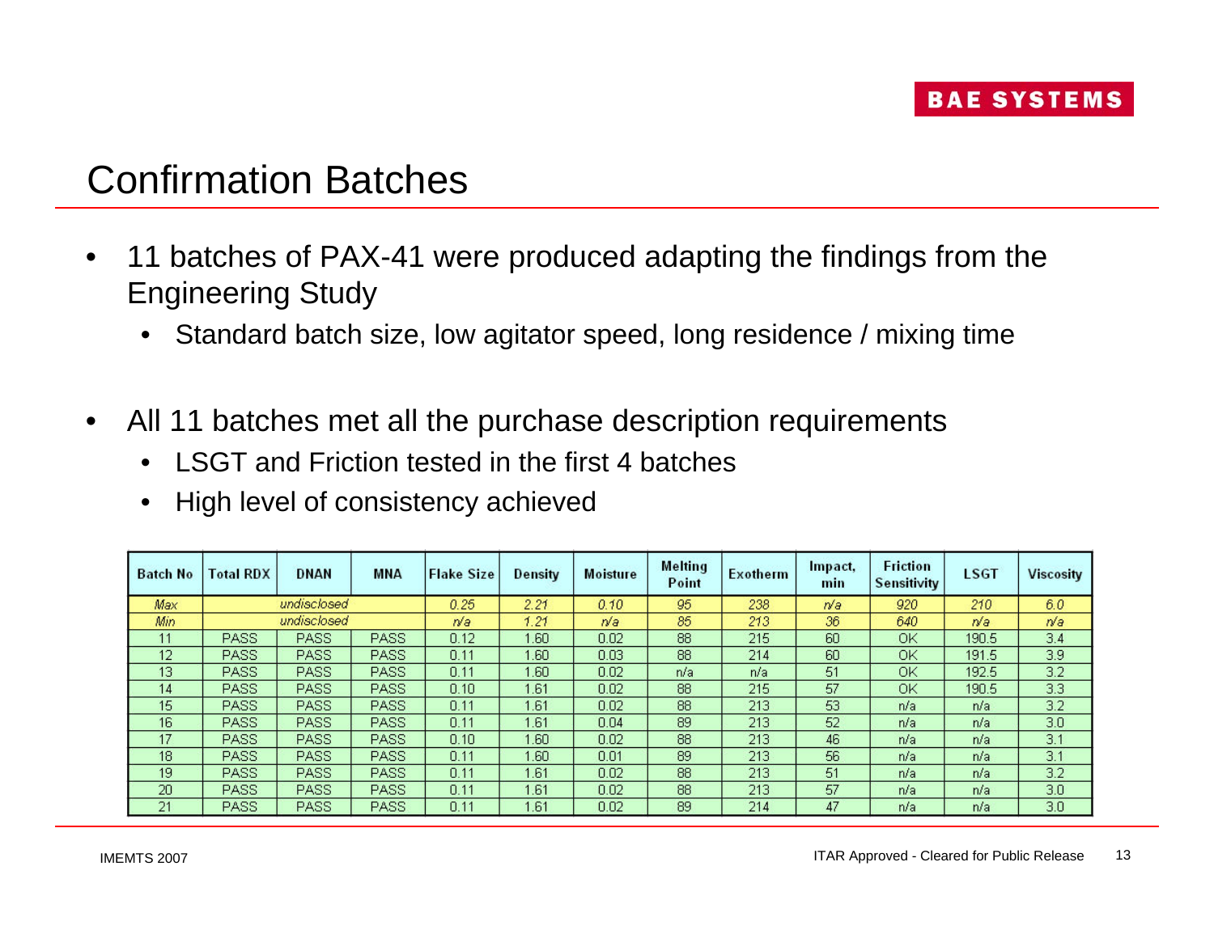# Confirmation Batches

- 11 batches of PAX-41 were produced adapting the findings from the Engineering Study
  - Standard batch size, low agitator speed, long residence / mixing time

- All 11 batches met all the purchase description requirements
  - LSGT and Friction tested in the first 4 batches
  - High level of consistency achieved

| Batch No | Total RDX | DNAN | MNA | Flake Size | Density | Moisture | Melting Point | Exotherm | Impact, min | Friction Sensitivity | LSGT | Viscosity |
|---|---|---|---|---|---|---|---|---|---|---|---|---|
| *Max* | *undisclosed* | | | *0.25* | *2.21* | *0.10* | *95* | *238* | *n/a* | *920* | *210* | *6.0* |
| *Min* | *undisclosed* | | | *n/a* | *1.21* | *n/a* | *85* | *213* | *36* | *640* | *n/a* | *n/a* |
| 11 | PASS | PASS | PASS | 0.12 | 1.60 | 0.02 | 88 | 215 | 60 | OK | 190.5 | 3.4 |
| 12 | PASS | PASS | PASS | 0.11 | 1.60 | 0.03 | 88 | 214 | 60 | OK | 191.5 | 3.9 |
| 13 | PASS | PASS | PASS | 0.11 | 1.60 | 0.02 | n/a | n/a | 51 | OK | 192.5 | 3.2 |
| 14 | PASS | PASS | PASS | 0.10 | 1.61 | 0.02 | 88 | 215 | 57 | OK | 190.5 | 3.3 |
| 15 | PASS | PASS | PASS | 0.11 | 1.61 | 0.02 | 88 | 213 | 53 | n/a | n/a | 3.2 |
| 16 | PASS | PASS | PASS | 0.11 | 1.61 | 0.04 | 89 | 213 | 52 | n/a | n/a | 3.0 |
| 17 | PASS | PASS | PASS | 0.10 | 1.60 | 0.02 | 88 | 213 | 46 | n/a | n/a | 3.1 |
| 18 | PASS | PASS | PASS | 0.11 | 1.60 | 0.01 | 89 | 213 | 56 | n/a | n/a | 3.1 |
| 19 | PASS | PASS | PASS | 0.11 | 1.61 | 0.02 | 88 | 213 | 51 | n/a | n/a | 3.2 |
| 20 | PASS | PASS | PASS | 0.11 | 1.61 | 0.02 | 88 | 213 | 57 | n/a | n/a | 3.0 |
| 21 | PASS | PASS | PASS | 0.11 | 1.61 | 0.02 | 89 | 214 | 47 | n/a | n/a | 3.0 |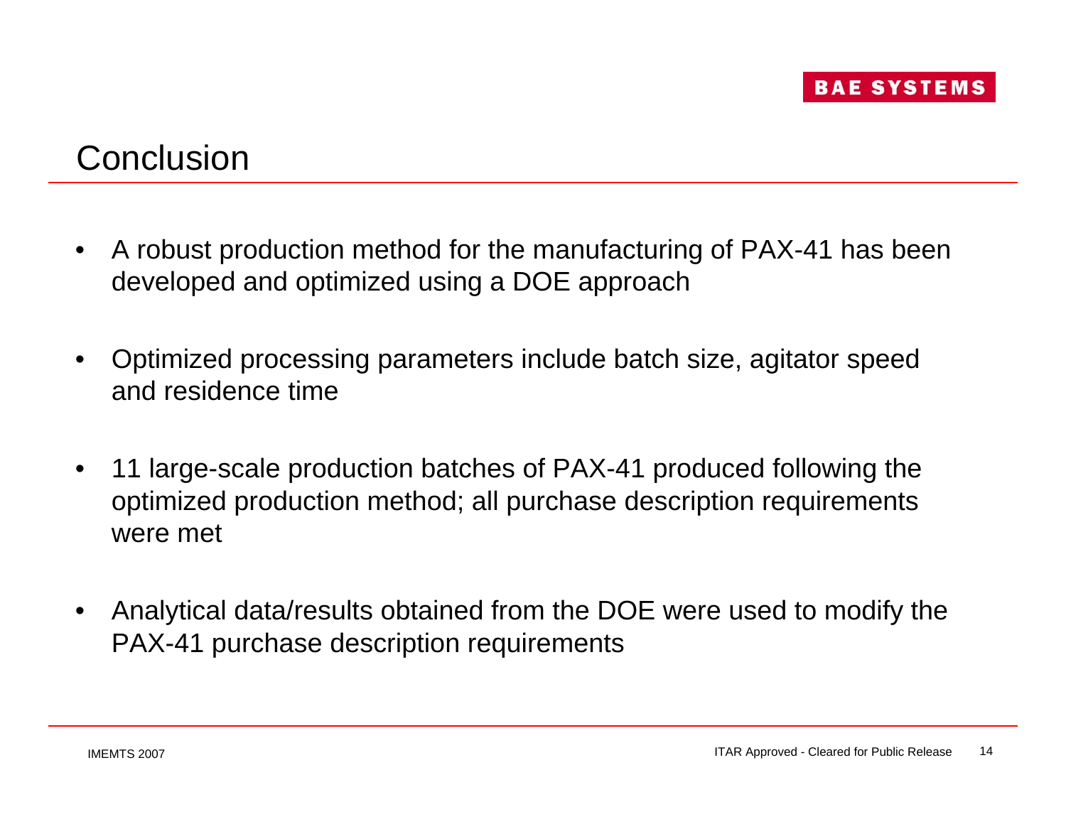# Conclusion

- A robust production method for the manufacturing of PAX-41 has been developed and optimized using a DOE approach
- Optimized processing parameters include batch size, agitator speed and residence time
- 11 large-scale production batches of PAX-41 produced following the optimized production method; all purchase description requirements were met
- Analytical data/results obtained from the DOE were used to modify the PAX-41 purchase description requirements